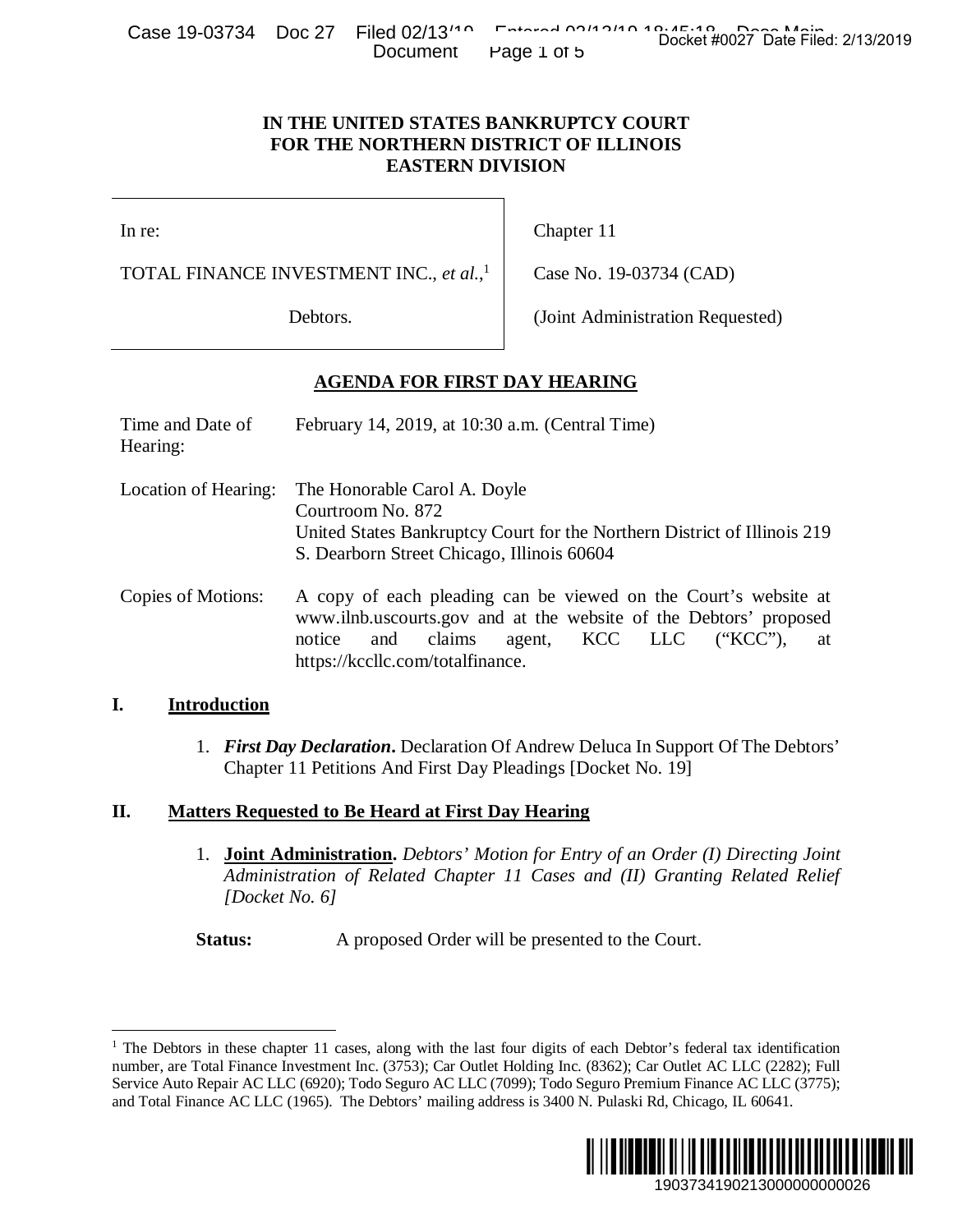# IN THE UNITED STATES BANKRUPTCY COURT FOR THE NORTHERN DISTRICT OF ILLINOIS EASTERN DIVISION

| | |
|---|---|
| In re: | Chapter 11 |
| TOTAL FINANCE INVESTMENT INC., *et al.*,[1] | Case No. 19-03734 (CAD) |
| Debtors. | (Joint Administration Requested) |

## AGENDA FOR FIRST DAY HEARING

| | |
|---|---|
| Time and Date of Hearing: | February 14, 2019, at 10:30 a.m. (Central Time) |
| Location of Hearing: | The Honorable Carol A. Doyle<br>Courtroom No. 872<br>United States Bankruptcy Court for the Northern District of Illinois 219 S. Dearborn Street Chicago, Illinois 60604 |
| Copies of Motions: | A copy of each pleading can be viewed on the Court's website at www.ilnb.uscourts.gov and at the website of the Debtors' proposed notice and claims agent, KCC LLC ("KCC"), at https://kccllc.com/totalfinance. |

## I. Introduction

1. ***First Day Declaration*****.** Declaration Of Andrew Deluca In Support Of The Debtors' Chapter 11 Petitions And First Day Pleadings [Docket No. 19]

## II. Matters Requested to Be Heard at First Day Hearing

1. **Joint Administration.** *Debtors' Motion for Entry of an Order (I) Directing Joint Administration of Related Chapter 11 Cases and (II) Granting Related Relief [Docket No. 6]*

   **Status:** A proposed Order will be presented to the Court.

---

[1] The Debtors in these chapter 11 cases, along with the last four digits of each Debtor's federal tax identification number, are Total Finance Investment Inc. (3753); Car Outlet Holding Inc. (8362); Car Outlet AC LLC (2282); Full Service Auto Repair AC LLC (6920); Todo Seguro AC LLC (7099); Todo Seguro Premium Finance AC LLC (3775); and Total Finance AC LLC (1965). The Debtors' mailing address is 3400 N. Pulaski Rd, Chicago, IL 60641.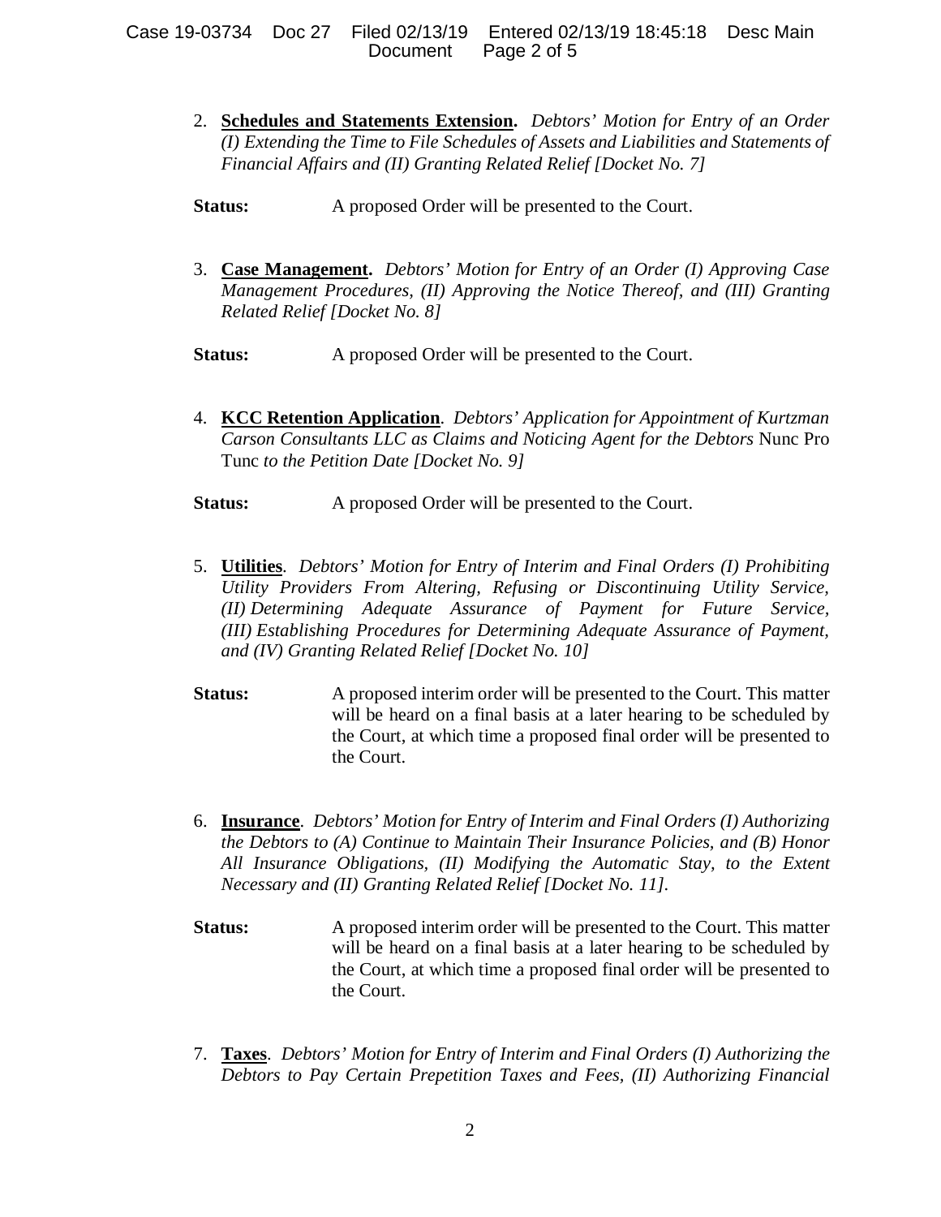2. **Schedules and Statements Extension.** *Debtors' Motion for Entry of an Order (I) Extending the Time to File Schedules of Assets and Liabilities and Statements of Financial Affairs and (II) Granting Related Relief [Docket No. 7]*

**Status:** A proposed Order will be presented to the Court.

3. **Case Management.** *Debtors' Motion for Entry of an Order (I) Approving Case Management Procedures, (II) Approving the Notice Thereof, and (III) Granting Related Relief [Docket No. 8]*

**Status:** A proposed Order will be presented to the Court.

4. **KCC Retention Application**. *Debtors' Application for Appointment of Kurtzman Carson Consultants LLC as Claims and Noticing Agent for the Debtors* Nunc Pro Tunc *to the Petition Date [Docket No. 9]*

**Status:** A proposed Order will be presented to the Court.

5. **Utilities**. *Debtors' Motion for Entry of Interim and Final Orders (I) Prohibiting Utility Providers From Altering, Refusing or Discontinuing Utility Service, (II) Determining Adequate Assurance of Payment for Future Service, (III) Establishing Procedures for Determining Adequate Assurance of Payment, and (IV) Granting Related Relief [Docket No. 10]*

**Status:** A proposed interim order will be presented to the Court. This matter will be heard on a final basis at a later hearing to be scheduled by the Court, at which time a proposed final order will be presented to the Court.

6. **Insurance**. *Debtors' Motion for Entry of Interim and Final Orders (I) Authorizing the Debtors to (A) Continue to Maintain Their Insurance Policies, and (B) Honor All Insurance Obligations, (II) Modifying the Automatic Stay, to the Extent Necessary and (II) Granting Related Relief [Docket No. 11].*

**Status:** A proposed interim order will be presented to the Court. This matter will be heard on a final basis at a later hearing to be scheduled by the Court, at which time a proposed final order will be presented to the Court.

7. **Taxes**. *Debtors' Motion for Entry of Interim and Final Orders (I) Authorizing the Debtors to Pay Certain Prepetition Taxes and Fees, (II) Authorizing Financial*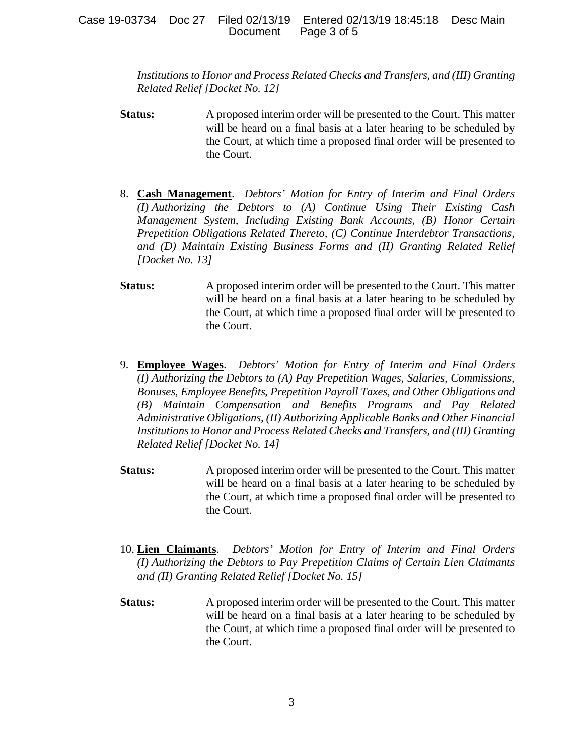*Institutions to Honor and Process Related Checks and Transfers, and (III) Granting Related Relief [Docket No. 12]*

**Status:** A proposed interim order will be presented to the Court. This matter will be heard on a final basis at a later hearing to be scheduled by the Court, at which time a proposed final order will be presented to the Court.

8. **Cash Management**. *Debtors' Motion for Entry of Interim and Final Orders (I) Authorizing the Debtors to (A) Continue Using Their Existing Cash Management System, Including Existing Bank Accounts, (B) Honor Certain Prepetition Obligations Related Thereto, (C) Continue Interdebtor Transactions, and (D) Maintain Existing Business Forms and (II) Granting Related Relief [Docket No. 13]*

**Status:** A proposed interim order will be presented to the Court. This matter will be heard on a final basis at a later hearing to be scheduled by the Court, at which time a proposed final order will be presented to the Court.

9. **Employee Wages**. *Debtors' Motion for Entry of Interim and Final Orders (I) Authorizing the Debtors to (A) Pay Prepetition Wages, Salaries, Commissions, Bonuses, Employee Benefits, Prepetition Payroll Taxes, and Other Obligations and (B) Maintain Compensation and Benefits Programs and Pay Related Administrative Obligations, (II) Authorizing Applicable Banks and Other Financial Institutions to Honor and Process Related Checks and Transfers, and (III) Granting Related Relief [Docket No. 14]*

**Status:** A proposed interim order will be presented to the Court. This matter will be heard on a final basis at a later hearing to be scheduled by the Court, at which time a proposed final order will be presented to the Court.

10. **Lien Claimants**. *Debtors' Motion for Entry of Interim and Final Orders (I) Authorizing the Debtors to Pay Prepetition Claims of Certain Lien Claimants and (II) Granting Related Relief [Docket No. 15]*

**Status:** A proposed interim order will be presented to the Court. This matter will be heard on a final basis at a later hearing to be scheduled by the Court, at which time a proposed final order will be presented to the Court.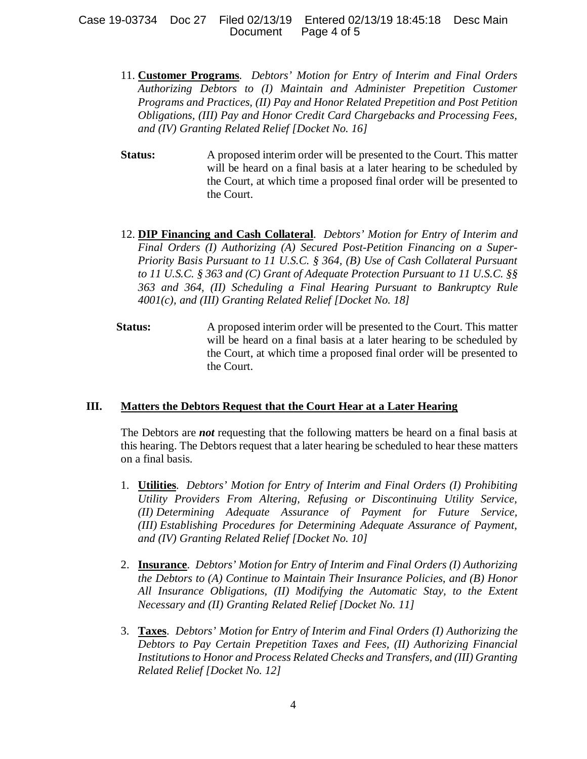11. **Customer Programs**. *Debtors' Motion for Entry of Interim and Final Orders Authorizing Debtors to (I) Maintain and Administer Prepetition Customer Programs and Practices, (II) Pay and Honor Related Prepetition and Post Petition Obligations, (III) Pay and Honor Credit Card Chargebacks and Processing Fees, and (IV) Granting Related Relief [Docket No. 16]*

**Status:** A proposed interim order will be presented to the Court. This matter will be heard on a final basis at a later hearing to be scheduled by the Court, at which time a proposed final order will be presented to the Court.

12. **DIP Financing and Cash Collateral**. *Debtors' Motion for Entry of Interim and Final Orders (I) Authorizing (A) Secured Post-Petition Financing on a Super-Priority Basis Pursuant to 11 U.S.C. § 364, (B) Use of Cash Collateral Pursuant to 11 U.S.C. § 363 and (C) Grant of Adequate Protection Pursuant to 11 U.S.C. §§ 363 and 364, (II) Scheduling a Final Hearing Pursuant to Bankruptcy Rule 4001(c), and (III) Granting Related Relief [Docket No. 18]*

**Status:** A proposed interim order will be presented to the Court. This matter will be heard on a final basis at a later hearing to be scheduled by the Court, at which time a proposed final order will be presented to the Court.

## III. Matters the Debtors Request that the Court Hear at a Later Hearing

The Debtors are ***not*** requesting that the following matters be heard on a final basis at this hearing. The Debtors request that a later hearing be scheduled to hear these matters on a final basis.

1. **Utilities**. *Debtors' Motion for Entry of Interim and Final Orders (I) Prohibiting Utility Providers From Altering, Refusing or Discontinuing Utility Service, (II) Determining Adequate Assurance of Payment for Future Service, (III) Establishing Procedures for Determining Adequate Assurance of Payment, and (IV) Granting Related Relief [Docket No. 10]*

2. **Insurance**. *Debtors' Motion for Entry of Interim and Final Orders (I) Authorizing the Debtors to (A) Continue to Maintain Their Insurance Policies, and (B) Honor All Insurance Obligations, (II) Modifying the Automatic Stay, to the Extent Necessary and (II) Granting Related Relief [Docket No. 11]*

3. **Taxes**. *Debtors' Motion for Entry of Interim and Final Orders (I) Authorizing the Debtors to Pay Certain Prepetition Taxes and Fees, (II) Authorizing Financial Institutions to Honor and Process Related Checks and Transfers, and (III) Granting Related Relief [Docket No. 12]*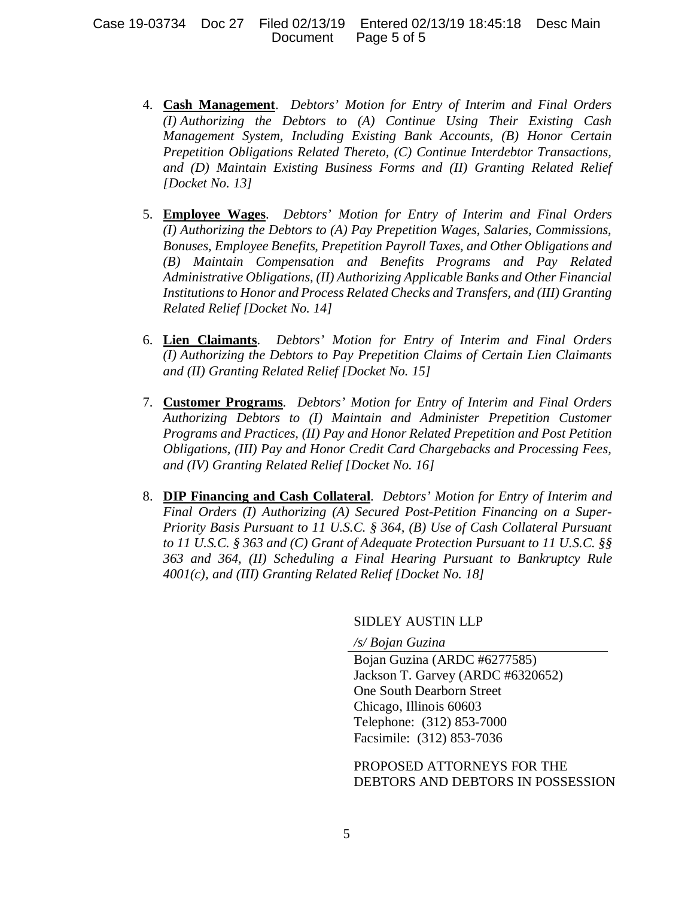4. **Cash Management**. *Debtors' Motion for Entry of Interim and Final Orders (I) Authorizing the Debtors to (A) Continue Using Their Existing Cash Management System, Including Existing Bank Accounts, (B) Honor Certain Prepetition Obligations Related Thereto, (C) Continue Interdebtor Transactions, and (D) Maintain Existing Business Forms and (II) Granting Related Relief [Docket No. 13]*

5. **Employee Wages**. *Debtors' Motion for Entry of Interim and Final Orders (I) Authorizing the Debtors to (A) Pay Prepetition Wages, Salaries, Commissions, Bonuses, Employee Benefits, Prepetition Payroll Taxes, and Other Obligations and (B) Maintain Compensation and Benefits Programs and Pay Related Administrative Obligations, (II) Authorizing Applicable Banks and Other Financial Institutions to Honor and Process Related Checks and Transfers, and (III) Granting Related Relief [Docket No. 14]*

6. **Lien Claimants**. *Debtors' Motion for Entry of Interim and Final Orders (I) Authorizing the Debtors to Pay Prepetition Claims of Certain Lien Claimants and (II) Granting Related Relief [Docket No. 15]*

7. **Customer Programs**. *Debtors' Motion for Entry of Interim and Final Orders Authorizing Debtors to (I) Maintain and Administer Prepetition Customer Programs and Practices, (II) Pay and Honor Related Prepetition and Post Petition Obligations, (III) Pay and Honor Credit Card Chargebacks and Processing Fees, and (IV) Granting Related Relief [Docket No. 16]*

8. **DIP Financing and Cash Collateral**. *Debtors' Motion for Entry of Interim and Final Orders (I) Authorizing (A) Secured Post-Petition Financing on a Super-Priority Basis Pursuant to 11 U.S.C. § 364, (B) Use of Cash Collateral Pursuant to 11 U.S.C. § 363 and (C) Grant of Adequate Protection Pursuant to 11 U.S.C. §§ 363 and 364, (II) Scheduling a Final Hearing Pursuant to Bankruptcy Rule 4001(c), and (III) Granting Related Relief [Docket No. 18]*

SIDLEY AUSTIN LLP

*/s/ Bojan Guzina*

Bojan Guzina (ARDC #6277585)
Jackson T. Garvey (ARDC #6320652)
One South Dearborn Street
Chicago, Illinois 60603
Telephone: (312) 853-7000
Facsimile: (312) 853-7036

PROPOSED ATTORNEYS FOR THE DEBTORS AND DEBTORS IN POSSESSION